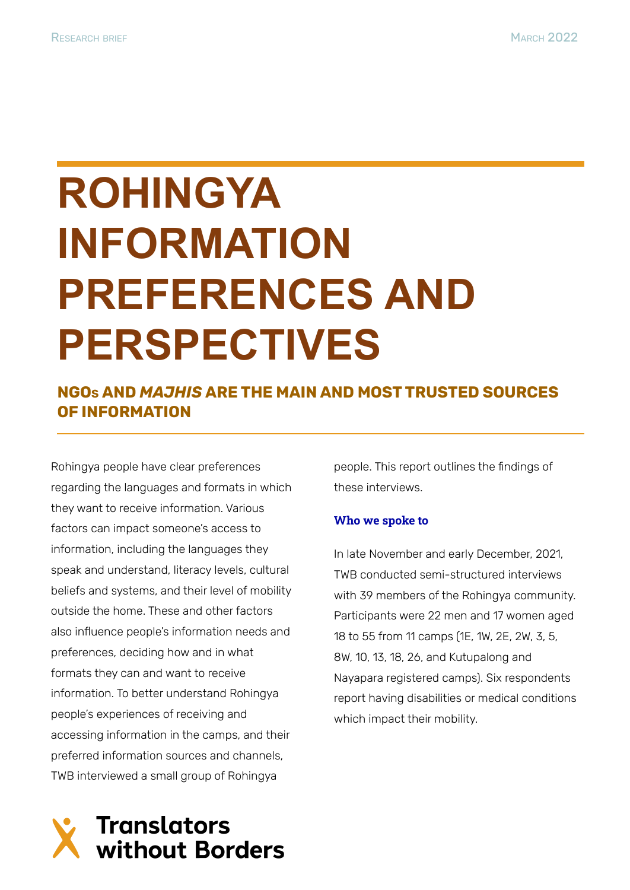Research brief

March 2022

# ROHINGYA INFORMATION PREFERENCES AND PERSPECTIVES

## NGOs AND *MAJHIS* ARE THE MAIN AND MOST TRUSTED SOURCES OF INFORMATION

Rohingya people have clear preferences regarding the languages and formats in which they want to receive information. Various factors can impact someone's access to information, including the languages they speak and understand, literacy levels, cultural beliefs and systems, and their level of mobility outside the home. These and other factors also influence people's information needs and preferences, deciding how and in what formats they can and want to receive information. To better understand Rohingya people's experiences of receiving and accessing information in the camps, and their preferred information sources and channels, TWB interviewed a small group of Rohingya people. This report outlines the findings of these interviews.

### Who we spoke to

In late November and early December, 2021, TWB conducted semi-structured interviews with 39 members of the Rohingya community. Participants were 22 men and 17 women aged 18 to 55 from 11 camps (1E, 1W, 2E, 2W, 3, 5, 8W, 10, 13, 18, 26, and Kutupalong and Nayapara registered camps). Six respondents report having disabilities or medical conditions which impact their mobility.

Translators without Borders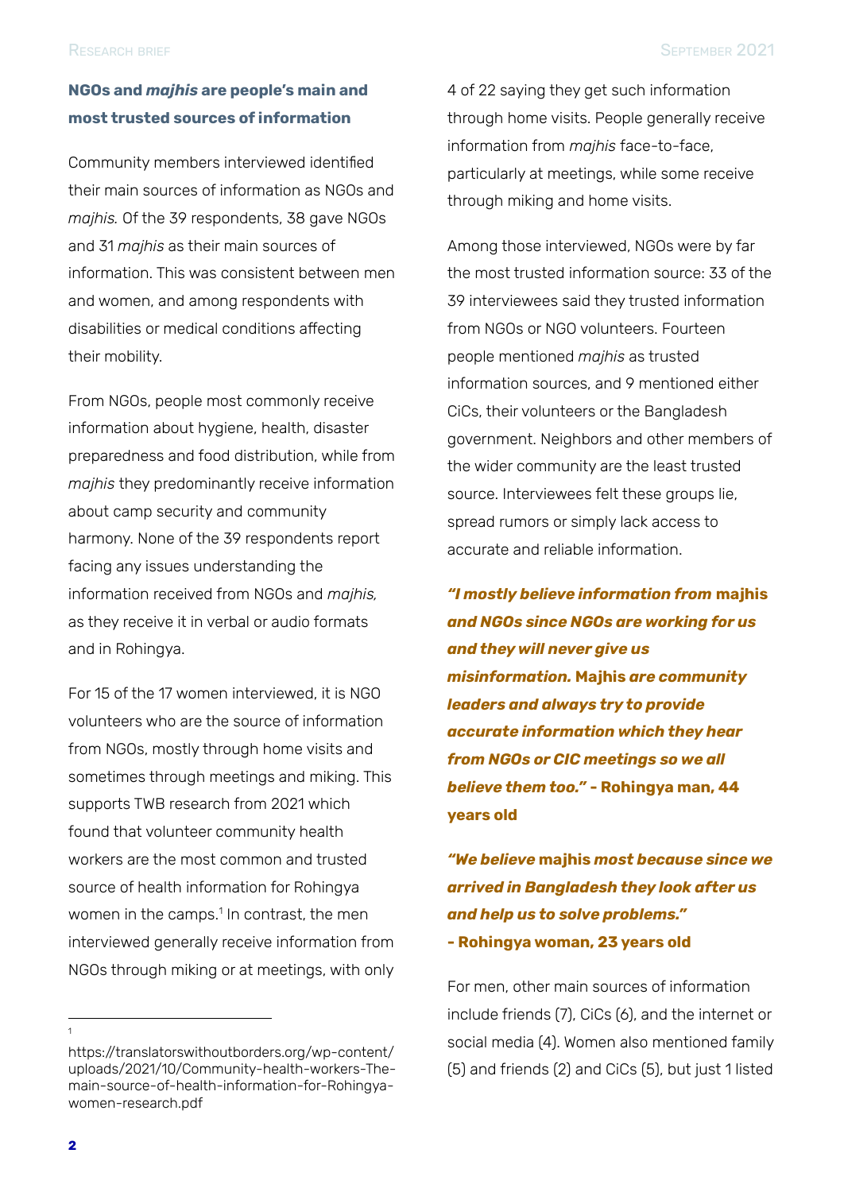## NGOs and *majhis* are people's main and most trusted sources of information

Community members interviewed identified their main sources of information as NGOs and *majhis.* Of the 39 respondents, 38 gave NGOs and 31 *majhis* as their main sources of information. This was consistent between men and women, and among respondents with disabilities or medical conditions affecting their mobility.

From NGOs, people most commonly receive information about hygiene, health, disaster preparedness and food distribution, while from *majhis* they predominantly receive information about camp security and community harmony. None of the 39 respondents report facing any issues understanding the information received from NGOs and *majhis,* as they receive it in verbal or audio formats and in Rohingya.

For 15 of the 17 women interviewed, it is NGO volunteers who are the source of information from NGOs, mostly through home visits and sometimes through meetings and miking. This supports TWB research from 2021 which found that volunteer community health workers are the most common and trusted source of health information for Rohingya women in the camps.[1] In contrast, the men interviewed generally receive information from NGOs through miking or at meetings, with only 4 of 22 saying they get such information through home visits. People generally receive information from *majhis* face-to-face, particularly at meetings, while some receive through miking and home visits.

Among those interviewed, NGOs were by far the most trusted information source: 33 of the 39 interviewees said they trusted information from NGOs or NGO volunteers. Fourteen people mentioned *majhis* as trusted information sources, and 9 mentioned either CiCs, their volunteers or the Bangladesh government. Neighbors and other members of the wider community are the least trusted source. Interviewees felt these groups lie, spread rumors or simply lack access to accurate and reliable information.

***"I mostly believe information from* majhis *and NGOs since NGOs are working for us and they will never give us misinformation.* Majhis *are community leaders and always try to provide accurate information which they hear from NGOs or CIC meetings so we all believe them too."* - Rohingya man, 44 years old**

***"We believe* majhis *most because since we arrived in Bangladesh they look after us and help us to solve problems."*
- Rohingya woman, 23 years old**

For men, other main sources of information include friends (7), CiCs (6), and the internet or social media (4). Women also mentioned family (5) and friends (2) and CiCs (5), but just 1 listed

---

[1] https://translatorswithoutborders.org/wp-content/uploads/2021/10/Community-health-workers-The-main-source-of-health-information-for-Rohingya-women-research.pdf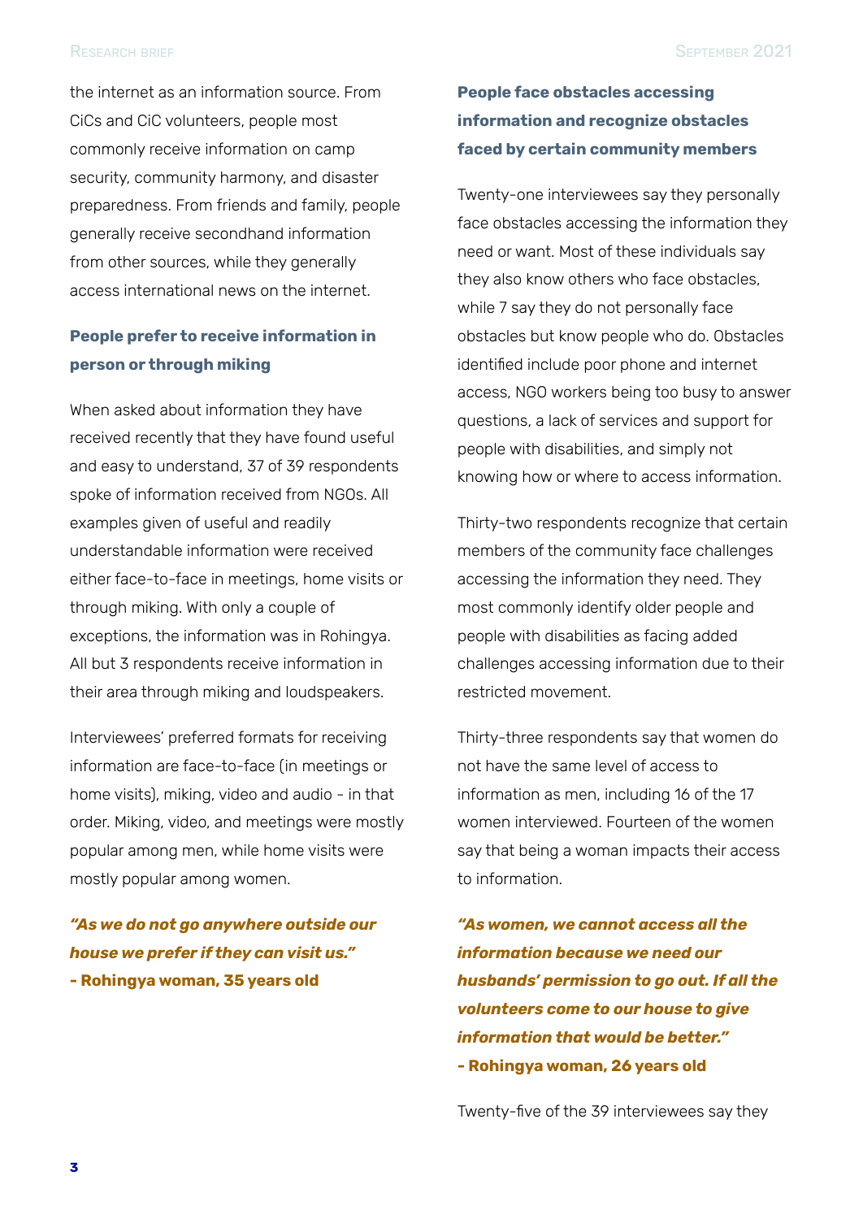the internet as an information source. From CiCs and CiC volunteers, people most commonly receive information on camp security, community harmony, and disaster preparedness. From friends and family, people generally receive secondhand information from other sources, while they generally access international news on the internet.

### People prefer to receive information in person or through miking

When asked about information they have received recently that they have found useful and easy to understand, 37 of 39 respondents spoke of information received from NGOs. All examples given of useful and readily understandable information were received either face-to-face in meetings, home visits or through miking. With only a couple of exceptions, the information was in Rohingya. All but 3 respondents receive information in their area through miking and loudspeakers.

Interviewees' preferred formats for receiving information are face-to-face (in meetings or home visits), miking, video and audio - in that order. Miking, video, and meetings were mostly popular among men, while home visits were mostly popular among women.

***"As we do not go anywhere outside our house we prefer if they can visit us."***
**- Rohingya woman, 35 years old**

### People face obstacles accessing information and recognize obstacles faced by certain community members

Twenty-one interviewees say they personally face obstacles accessing the information they need or want. Most of these individuals say they also know others who face obstacles, while 7 say they do not personally face obstacles but know people who do. Obstacles identified include poor phone and internet access, NGO workers being too busy to answer questions, a lack of services and support for people with disabilities, and simply not knowing how or where to access information.

Thirty-two respondents recognize that certain members of the community face challenges accessing the information they need. They most commonly identify older people and people with disabilities as facing added challenges accessing information due to their restricted movement.

Thirty-three respondents say that women do not have the same level of access to information as men, including 16 of the 17 women interviewed. Fourteen of the women say that being a woman impacts their access to information.

***"As women, we cannot access all the information because we need our husbands' permission to go out. If all the volunteers come to our house to give information that would be better."***
**- Rohingya woman, 26 years old**

Twenty-five of the 39 interviewees say they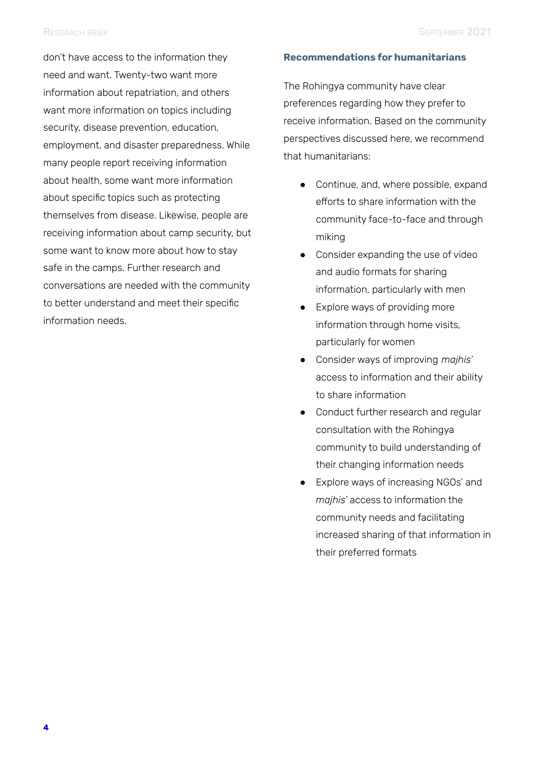don't have access to the information they need and want. Twenty-two want more information about repatriation, and others want more information on topics including security, disease prevention, education, employment, and disaster preparedness. While many people report receiving information about health, some want more information about specific topics such as protecting themselves from disease. Likewise, people are receiving information about camp security, but some want to know more about how to stay safe in the camps. Further research and conversations are needed with the community to better understand and meet their specific information needs.

**Recommendations for humanitarians**

The Rohingya community have clear preferences regarding how they prefer to receive information. Based on the community perspectives discussed here, we recommend that humanitarians:

- Continue, and, where possible, expand efforts to share information with the community face-to-face and through miking
- Consider expanding the use of video and audio formats for sharing information, particularly with men
- Explore ways of providing more information through home visits, particularly for women
- Consider ways of improving *majhis'* access to information and their ability to share information
- Conduct further research and regular consultation with the Rohingya community to build understanding of their changing information needs
- Explore ways of increasing NGOs' and *majhis'* access to information the community needs and facilitating increased sharing of that information in their preferred formats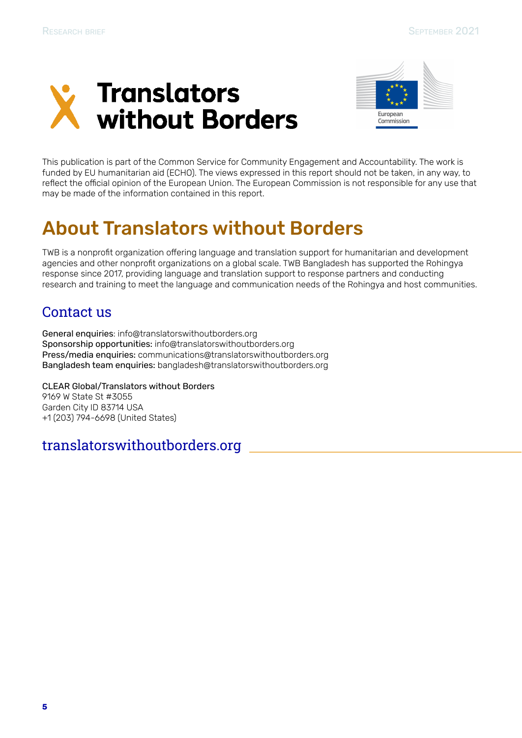This publication is part of the Common Service for Community Engagement and Accountability. The work is funded by EU humanitarian aid (ECHO). The views expressed in this report should not be taken, in any way, to reflect the official opinion of the European Union. The European Commission is not responsible for any use that may be made of the information contained in this report.

# About Translators without Borders

TWB is a nonprofit organization offering language and translation support for humanitarian and development agencies and other nonprofit organizations on a global scale. TWB Bangladesh has supported the Rohingya response since 2017, providing language and translation support to response partners and conducting research and training to meet the language and communication needs of the Rohingya and host communities.

## Contact us

General enquiries: info@translatorswithoutborders.org
Sponsorship opportunities: info@translatorswithoutborders.org
Press/media enquiries: communications@translatorswithoutborders.org
Bangladesh team enquiries: bangladesh@translatorswithoutborders.org

CLEAR Global/Translators without Borders
9169 W State St #3055
Garden City ID 83714 USA
+1 (203) 794-6698 (United States)

## translatorswithoutborders.org